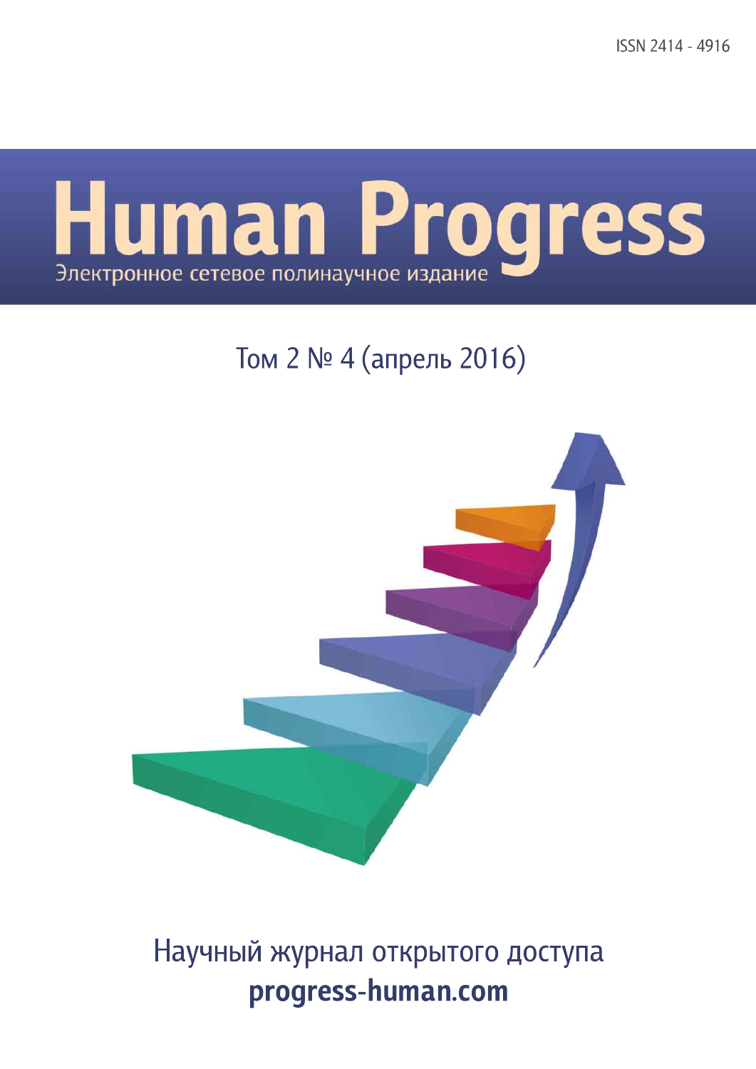ISSN 2414 - 4916

# Human Progress

Электронное сетевое полинаучное издание

## Том 2 № 4 (апрель 2016)

Научный журнал открытого доступа

**progress-human.com**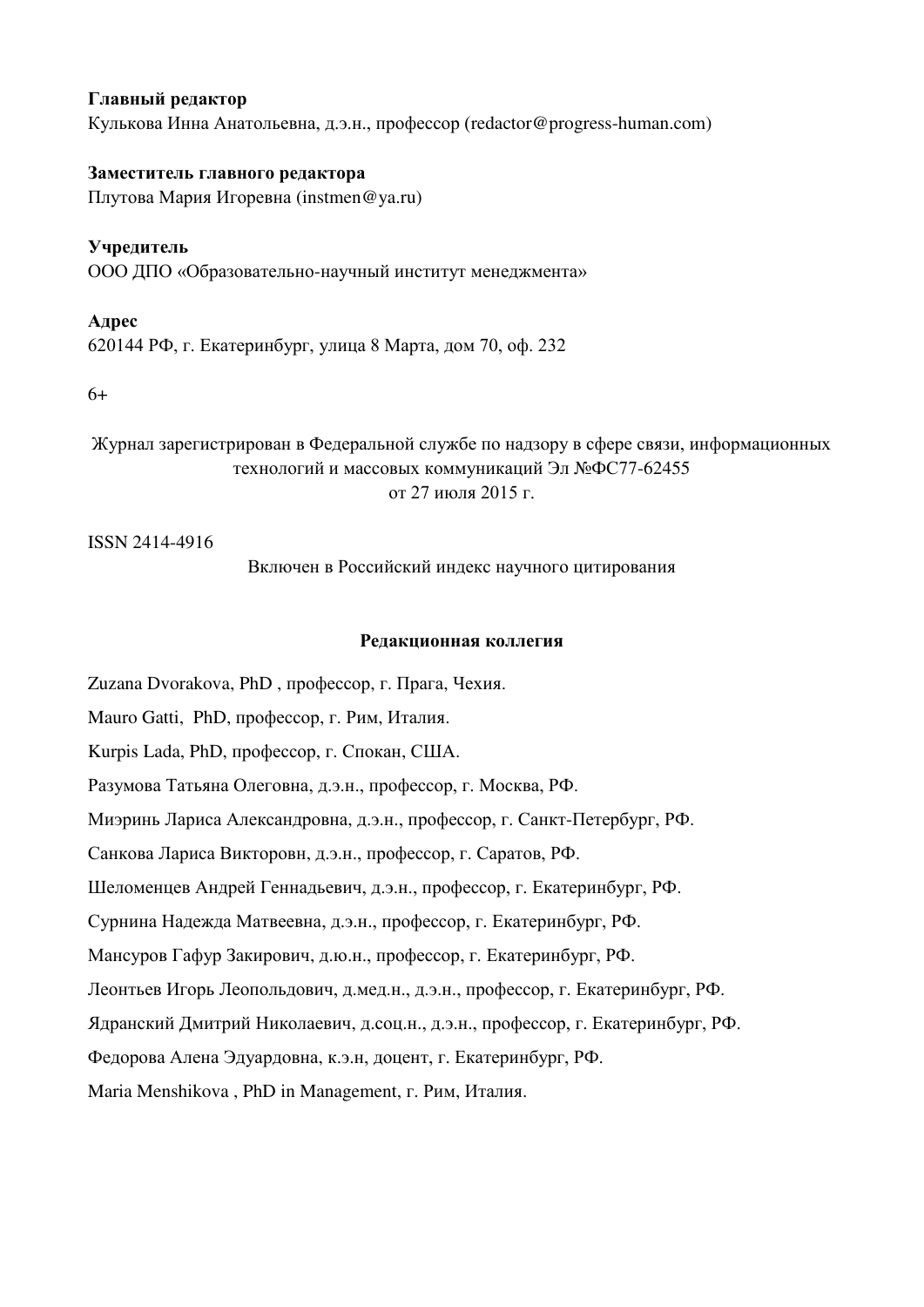**Главный редактор**
Кулькова Инна Анатольевна, д.э.н., профессор (redactor@progress-human.com)

**Заместитель главного редактора**
Плутова Мария Игоревна (instmen@ya.ru)

**Учредитель**
ООО ДПО «Образовательно-научный институт менеджмента»

**Адрес**
620144 РФ, г. Екатеринбург, улица 8 Марта, дом 70, оф. 232

6+

Журнал зарегистрирован в Федеральной службе по надзору в сфере связи, информационных технологий и массовых коммуникаций Эл №ФС77-62455
от 27 июля 2015 г.

ISSN 2414-4916

Включен в Российский индекс научного цитирования

## Редакционная коллегия

Zuzana Dvorakova, PhD , профессор, г. Прага, Чехия.

Mauro Gatti, PhD, профессор, г. Рим, Италия.

Kurpis Lada, PhD, профессор, г. Спокан, США.

Разумова Татьяна Олеговна, д.э.н., профессор, г. Москва, РФ.

Миэринь Лариса Александровна, д.э.н., профессор, г. Санкт-Петербург, РФ.

Санкова Лариса Викторовн, д.э.н., профессор, г. Саратов, РФ.

Шеломенцев Андрей Геннадьевич, д.э.н., профессор, г. Екатеринбург, РФ.

Сурнина Надежда Матвеевна, д.э.н., профессор, г. Екатеринбург, РФ.

Мансуров Гафур Закирович, д.ю.н., профессор, г. Екатеринбург, РФ.

Леонтьев Игорь Леопольдович, д.мед.н., д.э.н., профессор, г. Екатеринбург, РФ.

Ядранский Дмитрий Николаевич, д.соц.н., д.э.н., профессор, г. Екатеринбург, РФ.

Федорова Алена Эдуардовна, к.э.н, доцент, г. Екатеринбург, РФ.

Maria Menshikova , PhD in Management, г. Рим, Италия.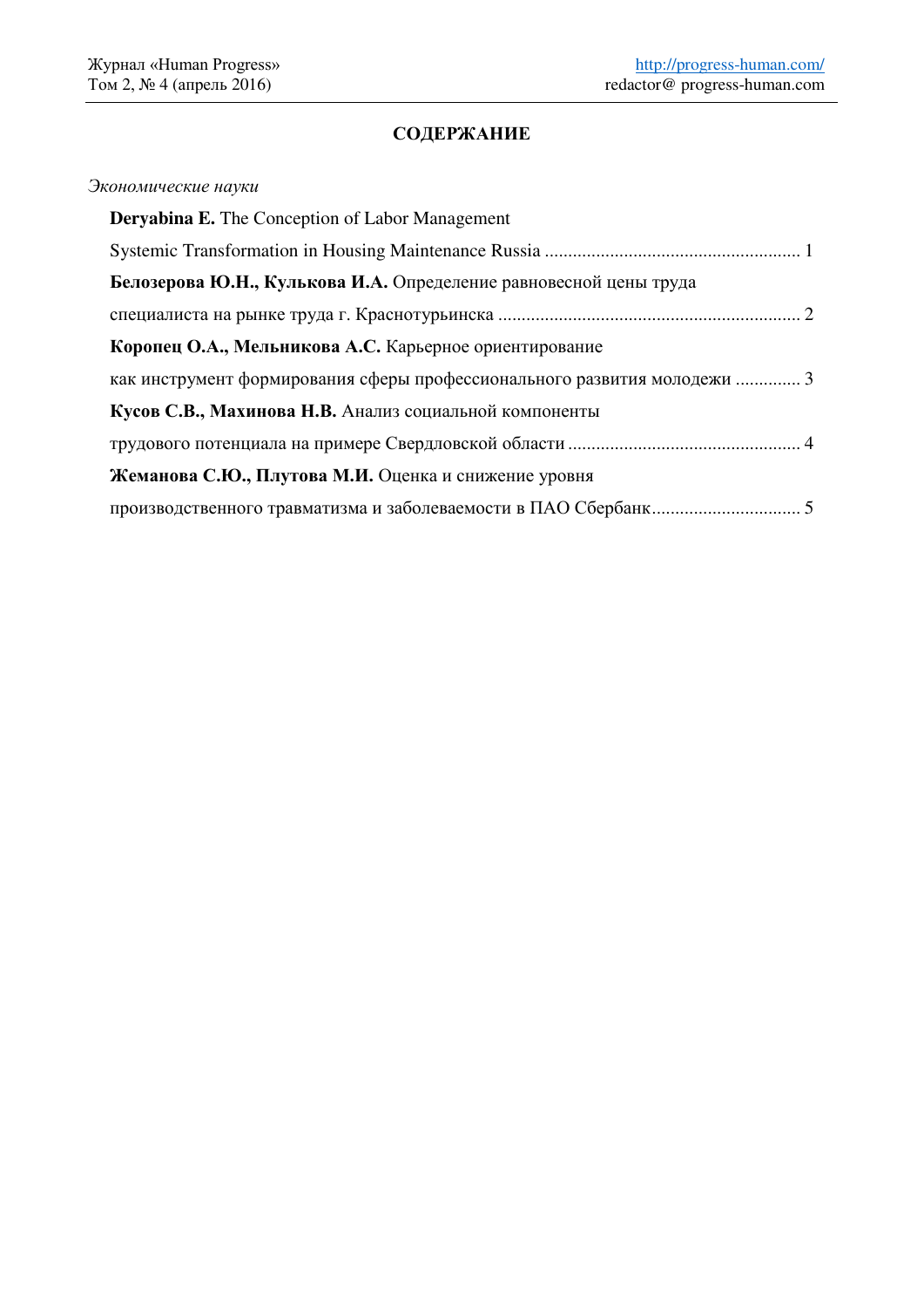## СОДЕРЖАНИЕ

*Экономические науки*

**Deryabina E.** The Conception of Labor Management Systemic Transformation in Housing Maintenance Russia ...................................................... 1

**Белозерова Ю.Н., Кулькова И.А.** Определение равновесной цены труда специалиста на рынке труда г. Краснотурьинска ................................................................ 2

**Коропец О.А., Мельникова А.С.** Карьерное ориентирование как инструмент формирования сферы профессионального развития молодежи ............. 3

**Кусов С.В., Махинова Н.В.** Анализ социальной компоненты трудового потенциала на примере Свердловской области ................................................. 4

**Жеманова С.Ю., Плутова М.И.** Оценка и снижение уровня производственного травматизма и заболеваемости в ПАО Сбербанк................................ 5